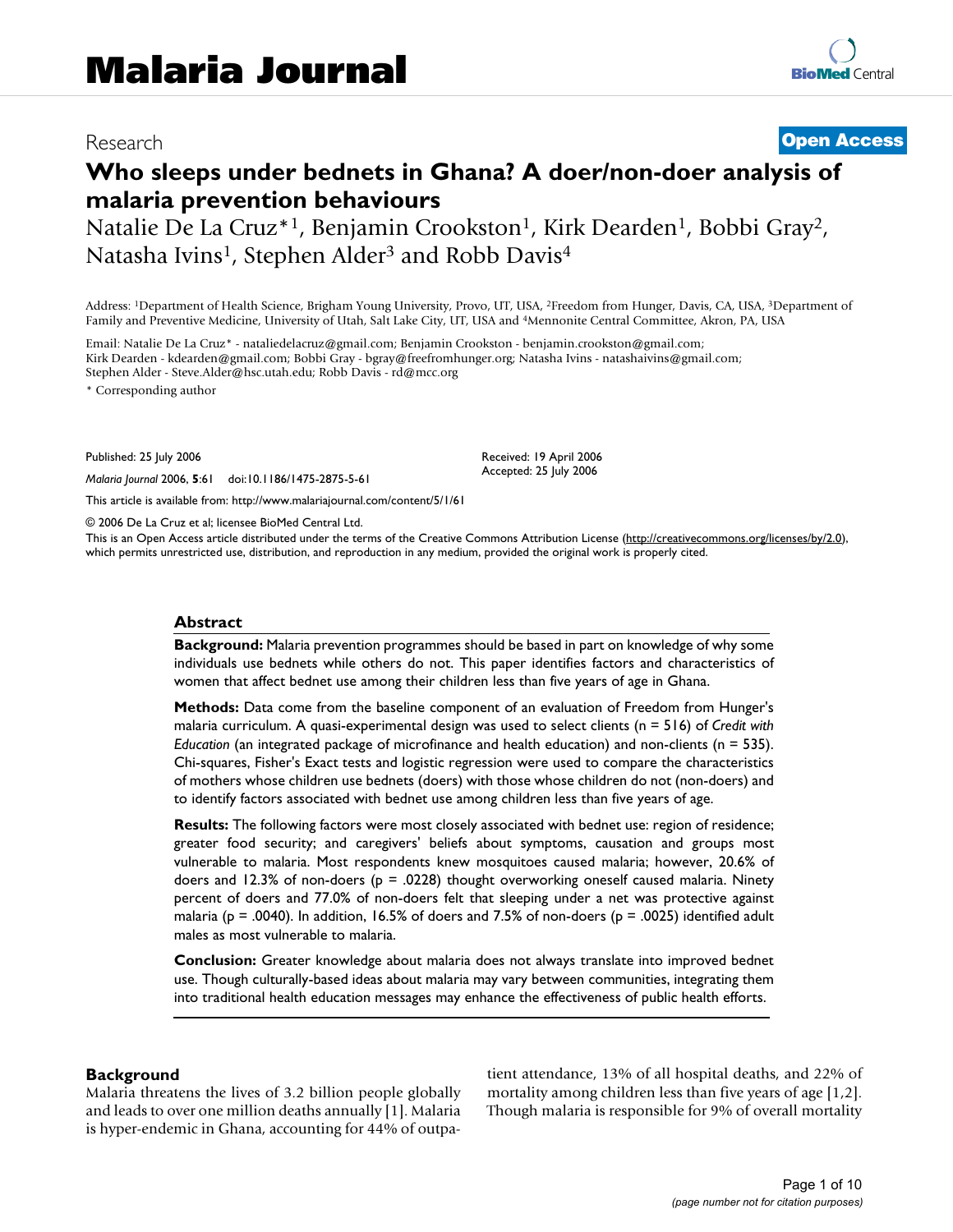# Malaria Journal

Research **Open Access**

## Who sleeps under bednets in Ghana? A doer/non-doer analysis of malaria prevention behaviours

Natalie De La Cruz*[1], Benjamin Crookston[1], Kirk Dearden[1], Bobbi Gray[2], Natasha Ivins[1], Stephen Alder[3] and Robb Davis[4]

Address: [1]Department of Health Science, Brigham Young University, Provo, UT, USA, [2]Freedom from Hunger, Davis, CA, USA, [3]Department of Family and Preventive Medicine, University of Utah, Salt Lake City, UT, USA and [4]Mennonite Central Committee, Akron, PA, USA

Email: Natalie De La Cruz* - nataliedelacruz@gmail.com; Benjamin Crookston - benjamin.crookston@gmail.com; Kirk Dearden - kdearden@gmail.com; Bobbi Gray - bgray@freefromhunger.org; Natasha Ivins - natashaivins@gmail.com; Stephen Alder - Steve.Alder@hsc.utah.edu; Robb Davis - rd@mcc.org

\* Corresponding author

Published: 25 July 2006

*Malaria Journal* 2006, **5**:61 doi:10.1186/1475-2875-5-61

Received: 19 April 2006
Accepted: 25 July 2006

This article is available from: http://www.malariajournal.com/content/5/1/61

© 2006 De La Cruz et al; licensee BioMed Central Ltd.

This is an Open Access article distributed under the terms of the Creative Commons Attribution License (http://creativecommons.org/licenses/by/2.0), which permits unrestricted use, distribution, and reproduction in any medium, provided the original work is properly cited.

### Abstract

**Background:** Malaria prevention programmes should be based in part on knowledge of why some individuals use bednets while others do not. This paper identifies factors and characteristics of women that affect bednet use among their children less than five years of age in Ghana.

**Methods:** Data come from the baseline component of an evaluation of Freedom from Hunger's malaria curriculum. A quasi-experimental design was used to select clients (n = 516) of *Credit with Education* (an integrated package of microfinance and health education) and non-clients (n = 535). Chi-squares, Fisher's Exact tests and logistic regression were used to compare the characteristics of mothers whose children use bednets (doers) with those whose children do not (non-doers) and to identify factors associated with bednet use among children less than five years of age.

**Results:** The following factors were most closely associated with bednet use: region of residence; greater food security; and caregivers' beliefs about symptoms, causation and groups most vulnerable to malaria. Most respondents knew mosquitoes caused malaria; however, 20.6% of doers and 12.3% of non-doers (p = .0228) thought overworking oneself caused malaria. Ninety percent of doers and 77.0% of non-doers felt that sleeping under a net was protective against malaria (p = .0040). In addition, 16.5% of doers and 7.5% of non-doers (p = .0025) identified adult males as most vulnerable to malaria.

**Conclusion:** Greater knowledge about malaria does not always translate into improved bednet use. Though culturally-based ideas about malaria may vary between communities, integrating them into traditional health education messages may enhance the effectiveness of public health efforts.

### Background

Malaria threatens the lives of 3.2 billion people globally and leads to over one million deaths annually [1]. Malaria is hyper-endemic in Ghana, accounting for 44% of outpatient attendance, 13% of all hospital deaths, and 22% of mortality among children less than five years of age [1,2]. Though malaria is responsible for 9% of overall mortality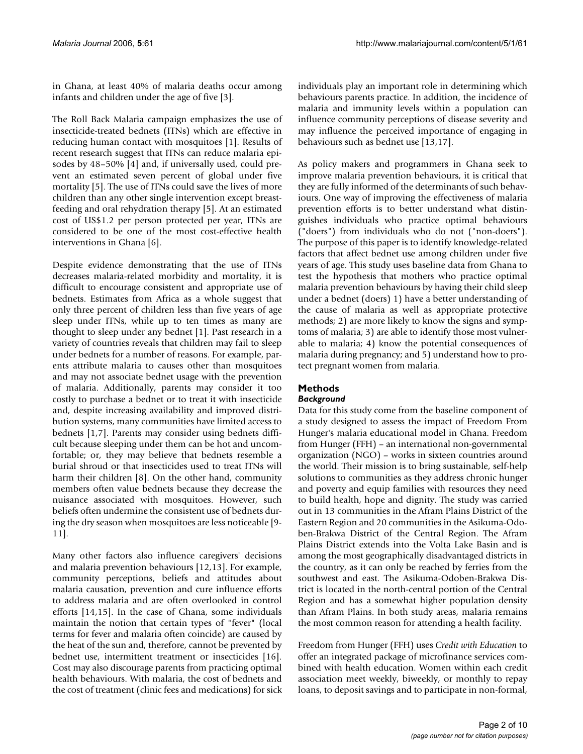in Ghana, at least 40% of malaria deaths occur among infants and children under the age of five [3].

The Roll Back Malaria campaign emphasizes the use of insecticide-treated bednets (ITNs) which are effective in reducing human contact with mosquitoes [1]. Results of recent research suggest that ITNs can reduce malaria episodes by 48–50% [4] and, if universally used, could prevent an estimated seven percent of global under five mortality [5]. The use of ITNs could save the lives of more children than any other single intervention except breastfeeding and oral rehydration therapy [5]. At an estimated cost of US$1.2 per person protected per year, ITNs are considered to be one of the most cost-effective health interventions in Ghana [6].

Despite evidence demonstrating that the use of ITNs decreases malaria-related morbidity and mortality, it is difficult to encourage consistent and appropriate use of bednets. Estimates from Africa as a whole suggest that only three percent of children less than five years of age sleep under ITNs, while up to ten times as many are thought to sleep under any bednet [1]. Past research in a variety of countries reveals that children may fail to sleep under bednets for a number of reasons. For example, parents attribute malaria to causes other than mosquitoes and may not associate bednet usage with the prevention of malaria. Additionally, parents may consider it too costly to purchase a bednet or to treat it with insecticide and, despite increasing availability and improved distribution systems, many communities have limited access to bednets [1,7]. Parents may consider using bednets difficult because sleeping under them can be hot and uncomfortable; or, they may believe that bednets resemble a burial shroud or that insecticides used to treat ITNs will harm their children [8]. On the other hand, community members often value bednets because they decrease the nuisance associated with mosquitoes. However, such beliefs often undermine the consistent use of bednets during the dry season when mosquitoes are less noticeable [9-11].

Many other factors also influence caregivers' decisions and malaria prevention behaviours [12,13]. For example, community perceptions, beliefs and attitudes about malaria causation, prevention and cure influence efforts to address malaria and are often overlooked in control efforts [14,15]. In the case of Ghana, some individuals maintain the notion that certain types of "fever" (local terms for fever and malaria often coincide) are caused by the heat of the sun and, therefore, cannot be prevented by bednet use, intermittent treatment or insecticides [16]. Cost may also discourage parents from practicing optimal health behaviours. With malaria, the cost of bednets and the cost of treatment (clinic fees and medications) for sick individuals play an important role in determining which behaviours parents practice. In addition, the incidence of malaria and immunity levels within a population can influence community perceptions of disease severity and may influence the perceived importance of engaging in behaviours such as bednet use [13,17].

As policy makers and programmers in Ghana seek to improve malaria prevention behaviours, it is critical that they are fully informed of the determinants of such behaviours. One way of improving the effectiveness of malaria prevention efforts is to better understand what distinguishes individuals who practice optimal behaviours ("doers") from individuals who do not ("non-doers"). The purpose of this paper is to identify knowledge-related factors that affect bednet use among children under five years of age. This study uses baseline data from Ghana to test the hypothesis that mothers who practice optimal malaria prevention behaviours by having their child sleep under a bednet (doers) 1) have a better understanding of the cause of malaria as well as appropriate protective methods; 2) are more likely to know the signs and symptoms of malaria; 3) are able to identify those most vulnerable to malaria; 4) know the potential consequences of malaria during pregnancy; and 5) understand how to protect pregnant women from malaria.

## Methods

### *Background*

Data for this study come from the baseline component of a study designed to assess the impact of Freedom From Hunger's malaria educational model in Ghana. Freedom from Hunger (FFH) – an international non-governmental organization (NGO) – works in sixteen countries around the world. Their mission is to bring sustainable, self-help solutions to communities as they address chronic hunger and poverty and equip families with resources they need to build health, hope and dignity. The study was carried out in 13 communities in the Afram Plains District of the Eastern Region and 20 communities in the Asikuma-Odoben-Brakwa District of the Central Region. The Afram Plains District extends into the Volta Lake Basin and is among the most geographically disadvantaged districts in the country, as it can only be reached by ferries from the southwest and east. The Asikuma-Odoben-Brakwa District is located in the north-central portion of the Central Region and has a somewhat higher population density than Afram Plains. In both study areas, malaria remains the most common reason for attending a health facility.

Freedom from Hunger (FFH) uses *Credit with Education* to offer an integrated package of microfinance services combined with health education. Women within each credit association meet weekly, biweekly, or monthly to repay loans, to deposit savings and to participate in non-formal,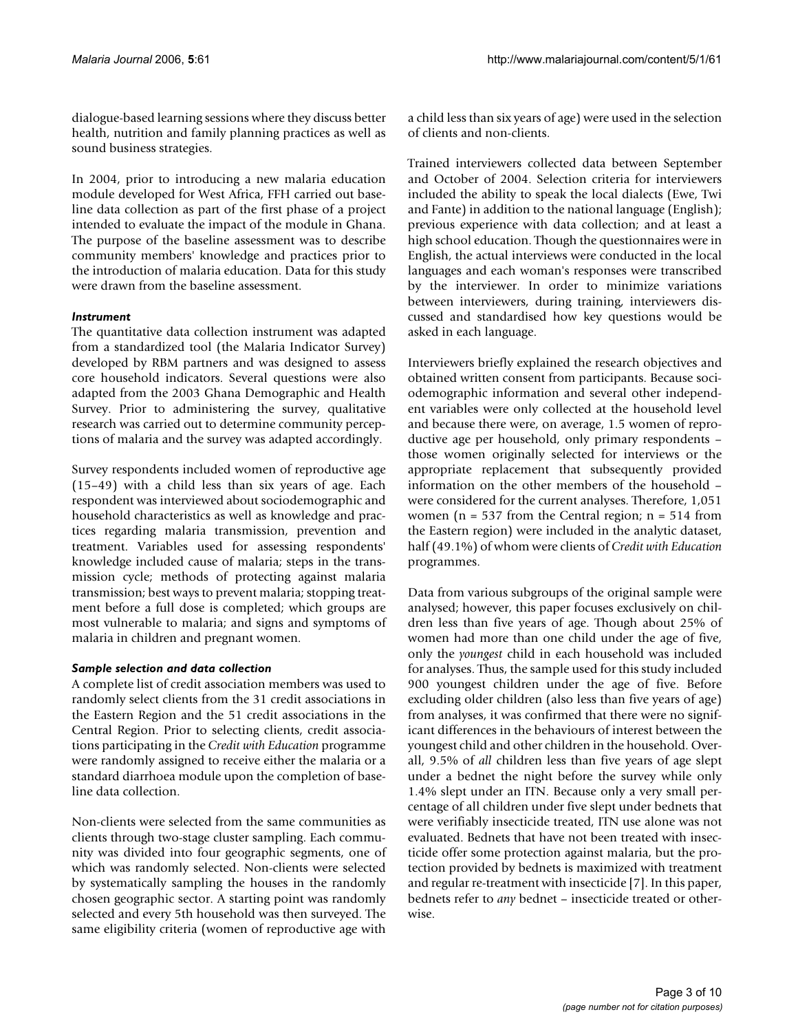dialogue-based learning sessions where they discuss better health, nutrition and family planning practices as well as sound business strategies.

In 2004, prior to introducing a new malaria education module developed for West Africa, FFH carried out baseline data collection as part of the first phase of a project intended to evaluate the impact of the module in Ghana. The purpose of the baseline assessment was to describe community members' knowledge and practices prior to the introduction of malaria education. Data for this study were drawn from the baseline assessment.

### *Instrument*

The quantitative data collection instrument was adapted from a standardized tool (the Malaria Indicator Survey) developed by RBM partners and was designed to assess core household indicators. Several questions were also adapted from the 2003 Ghana Demographic and Health Survey. Prior to administering the survey, qualitative research was carried out to determine community perceptions of malaria and the survey was adapted accordingly.

Survey respondents included women of reproductive age (15–49) with a child less than six years of age. Each respondent was interviewed about sociodemographic and household characteristics as well as knowledge and practices regarding malaria transmission, prevention and treatment. Variables used for assessing respondents' knowledge included cause of malaria; steps in the transmission cycle; methods of protecting against malaria transmission; best ways to prevent malaria; stopping treatment before a full dose is completed; which groups are most vulnerable to malaria; and signs and symptoms of malaria in children and pregnant women.

### *Sample selection and data collection*

A complete list of credit association members was used to randomly select clients from the 31 credit associations in the Eastern Region and the 51 credit associations in the Central Region. Prior to selecting clients, credit associations participating in the *Credit with Education* programme were randomly assigned to receive either the malaria or a standard diarrhoea module upon the completion of baseline data collection.

Non-clients were selected from the same communities as clients through two-stage cluster sampling. Each community was divided into four geographic segments, one of which was randomly selected. Non-clients were selected by systematically sampling the houses in the randomly chosen geographic sector. A starting point was randomly selected and every 5th household was then surveyed. The same eligibility criteria (women of reproductive age with a child less than six years of age) were used in the selection of clients and non-clients.

Trained interviewers collected data between September and October of 2004. Selection criteria for interviewers included the ability to speak the local dialects (Ewe, Twi and Fante) in addition to the national language (English); previous experience with data collection; and at least a high school education. Though the questionnaires were in English, the actual interviews were conducted in the local languages and each woman's responses were transcribed by the interviewer. In order to minimize variations between interviewers, during training, interviewers discussed and standardised how key questions would be asked in each language.

Interviewers briefly explained the research objectives and obtained written consent from participants. Because sociodemographic information and several other independent variables were only collected at the household level and because there were, on average, 1.5 women of reproductive age per household, only primary respondents – those women originally selected for interviews or the appropriate replacement that subsequently provided information on the other members of the household – were considered for the current analyses. Therefore, 1,051 women (n = 537 from the Central region; n = 514 from the Eastern region) were included in the analytic dataset, half (49.1%) of whom were clients of *Credit with Education* programmes.

Data from various subgroups of the original sample were analysed; however, this paper focuses exclusively on children less than five years of age. Though about 25% of women had more than one child under the age of five, only the *youngest* child in each household was included for analyses. Thus, the sample used for this study included 900 youngest children under the age of five. Before excluding older children (also less than five years of age) from analyses, it was confirmed that there were no significant differences in the behaviours of interest between the youngest child and other children in the household. Overall, 9.5% of *all* children less than five years of age slept under a bednet the night before the survey while only 1.4% slept under an ITN. Because only a very small percentage of all children under five slept under bednets that were verifiably insecticide treated, ITN use alone was not evaluated. Bednets that have not been treated with insecticide offer some protection against malaria, but the protection provided by bednets is maximized with treatment and regular re-treatment with insecticide [7]. In this paper, bednets refer to *any* bednet – insecticide treated or otherwise.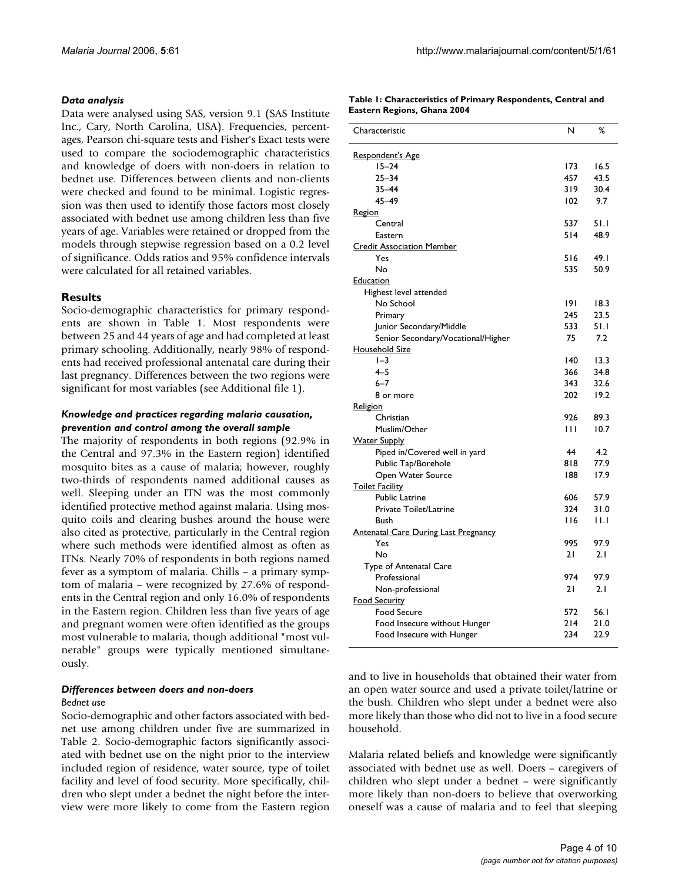### Data analysis

Data were analysed using SAS, version 9.1 (SAS Institute Inc., Cary, North Carolina, USA). Frequencies, percentages, Pearson chi-square tests and Fisher's Exact tests were used to compare the sociodemographic characteristics and knowledge of doers with non-doers in relation to bednet use. Differences between clients and non-clients were checked and found to be minimal. Logistic regression was then used to identify those factors most closely associated with bednet use among children less than five years of age. Variables were retained or dropped from the models through stepwise regression based on a 0.2 level of significance. Odds ratios and 95% confidence intervals were calculated for all retained variables.

## Results

Socio-demographic characteristics for primary respondents are shown in Table 1. Most respondents were between 25 and 44 years of age and had completed at least primary schooling. Additionally, nearly 98% of respondents had received professional antenatal care during their last pregnancy. Differences between the two regions were significant for most variables (see Additional file 1).

### Knowledge and practices regarding malaria causation, prevention and control among the overall sample

The majority of respondents in both regions (92.9% in the Central and 97.3% in the Eastern region) identified mosquito bites as a cause of malaria; however, roughly two-thirds of respondents named additional causes as well. Sleeping under an ITN was the most commonly identified protective method against malaria. Using mosquito coils and clearing bushes around the house were also cited as protective, particularly in the Central region where such methods were identified almost as often as ITNs. Nearly 70% of respondents in both regions named fever as a symptom of malaria. Chills – a primary symptom of malaria – were recognized by 27.6% of respondents in the Central region and only 16.0% of respondents in the Eastern region. Children less than five years of age and pregnant women were often identified as the groups most vulnerable to malaria, though additional "most vulnerable" groups were typically mentioned simultaneously.

**Table 1: Characteristics of Primary Respondents, Central and Eastern Regions, Ghana 2004**

| Characteristic | N | % |
|---|---|---|
| Respondent's Age | | |
| 15–24 | 173 | 16.5 |
| 25–34 | 457 | 43.5 |
| 35–44 | 319 | 30.4 |
| 45–49 | 102 | 9.7 |
| Region | | |
| Central | 537 | 51.1 |
| Eastern | 514 | 48.9 |
| Credit Association Member | | |
| Yes | 516 | 49.1 |
| No | 535 | 50.9 |
| Education | | |
| Highest level attended | | |
| No School | 191 | 18.3 |
| Primary | 245 | 23.5 |
| Junior Secondary/Middle | 533 | 51.1 |
| Senior Secondary/Vocational/Higher | 75 | 7.2 |
| Household Size | | |
| 1–3 | 140 | 13.3 |
| 4–5 | 366 | 34.8 |
| 6–7 | 343 | 32.6 |
| 8 or more | 202 | 19.2 |
| Religion | | |
| Christian | 926 | 89.3 |
| Muslim/Other | 111 | 10.7 |
| Water Supply | | |
| Piped in/Covered well in yard | 44 | 4.2 |
| Public Tap/Borehole | 818 | 77.9 |
| Open Water Source | 188 | 17.9 |
| Toilet Facility | | |
| Public Latrine | 606 | 57.9 |
| Private Toilet/Latrine | 324 | 31.0 |
| Bush | 116 | 11.1 |
| Antenatal Care During Last Pregnancy | | |
| Yes | 995 | 97.9 |
| No | 21 | 2.1 |
| Type of Antenatal Care | | |
| Professional | 974 | 97.9 |
| Non-professional | 21 | 2.1 |
| Food Security | | |
| Food Secure | 572 | 56.1 |
| Food Insecure without Hunger | 214 | 21.0 |
| Food Insecure with Hunger | 234 | 22.9 |

### Differences between doers and non-doers

*Bednet use*

Socio-demographic and other factors associated with bednet use among children under five are summarized in Table 2. Socio-demographic factors significantly associated with bednet use on the night prior to the interview included region of residence, water source, type of toilet facility and level of food security. More specifically, children who slept under a bednet the night before the interview were more likely to come from the Eastern region and to live in households that obtained their water from an open water source and used a private toilet/latrine or the bush. Children who slept under a bednet were also more likely than those who did not to live in a food secure household.

Malaria related beliefs and knowledge were significantly associated with bednet use as well. Doers – caregivers of children who slept under a bednet – were significantly more likely than non-doers to believe that overworking oneself was a cause of malaria and to feel that sleeping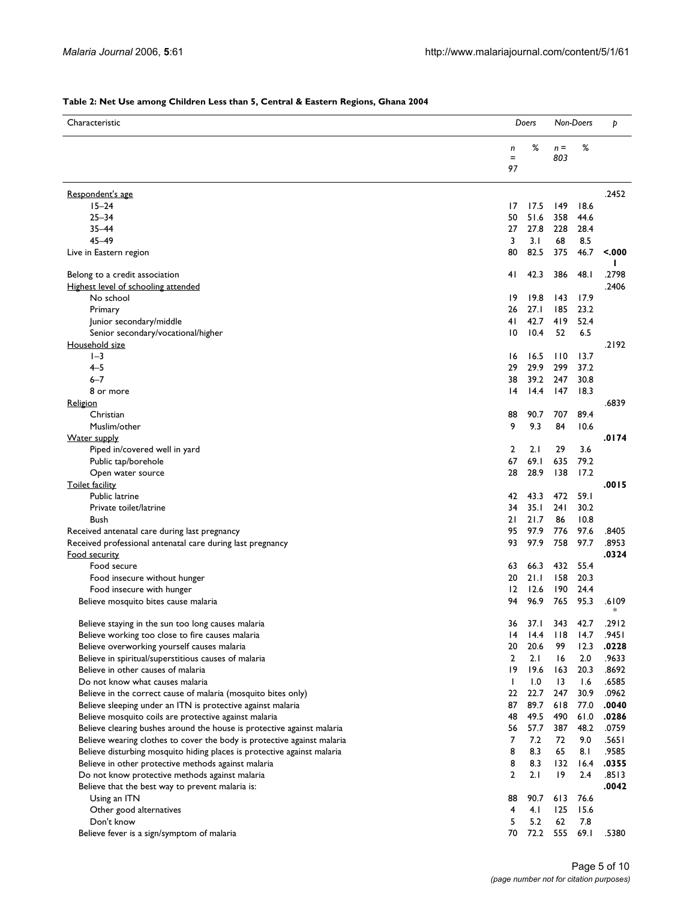**Table 2: Net Use among Children Less than 5, Central & Eastern Regions, Ghana 2004**

| Characteristic | Doers | | Non-Doers | | p |
|---|---|---|---|---|---|
| | n = 97 | % | n = 803 | % | |
| Respondent's age | | | | | .2452 |
| 15–24 | 17 | 17.5 | 149 | 18.6 | |
| 25–34 | 50 | 51.6 | 358 | 44.6 | |
| 35–44 | 27 | 27.8 | 228 | 28.4 | |
| 45–49 | 3 | 3.1 | 68 | 8.5 | |
| Live in Eastern region | 80 | 82.5 | 375 | 46.7 | **<.0001** |
| Belong to a credit association | 41 | 42.3 | 386 | 48.1 | .2798 |
| Highest level of schooling attended | | | | | .2406 |
| No school | 19 | 19.8 | 143 | 17.9 | |
| Primary | 26 | 27.1 | 185 | 23.2 | |
| Junior secondary/middle | 41 | 42.7 | 419 | 52.4 | |
| Senior secondary/vocational/higher | 10 | 10.4 | 52 | 6.5 | |
| Household size | | | | | .2192 |
| 1–3 | 16 | 16.5 | 110 | 13.7 | |
| 4–5 | 29 | 29.9 | 299 | 37.2 | |
| 6–7 | 38 | 39.2 | 247 | 30.8 | |
| 8 or more | 14 | 14.4 | 147 | 18.3 | |
| Religion | | | | | .6839 |
| Christian | 88 | 90.7 | 707 | 89.4 | |
| Muslim/other | 9 | 9.3 | 84 | 10.6 | |
| Water supply | | | | | **.0174** |
| Piped in/covered well in yard | 2 | 2.1 | 29 | 3.6 | |
| Public tap/borehole | 67 | 69.1 | 635 | 79.2 | |
| Open water source | 28 | 28.9 | 138 | 17.2 | |
| Toilet facility | | | | | **.0015** |
| Public latrine | 42 | 43.3 | 472 | 59.1 | |
| Private toilet/latrine | 34 | 35.1 | 241 | 30.2 | |
| Bush | 21 | 21.7 | 86 | 10.8 | |
| Received antenatal care during last pregnancy | 95 | 97.9 | 776 | 97.6 | .8405 |
| Received professional antenatal care during last pregnancy | 93 | 97.9 | 758 | 97.7 | .8953 |
| Food security | | | | | **.0324** |
| Food secure | 63 | 66.3 | 432 | 55.4 | |
| Food insecure without hunger | 20 | 21.1 | 158 | 20.3 | |
| Food insecure with hunger | 12 | 12.6 | 190 | 24.4 | |
| Believe mosquito bites cause malaria | 94 | 96.9 | 765 | 95.3 | .6109* |
| Believe staying in the sun too long causes malaria | 36 | 37.1 | 343 | 42.7 | .2912 |
| Believe working too close to fire causes malaria | 14 | 14.4 | 118 | 14.7 | .9451 |
| Believe overworking yourself causes malaria | 20 | 20.6 | 99 | 12.3 | **.0228** |
| Believe in spiritual/superstitious causes of malaria | 2 | 2.1 | 16 | 2.0 | .9633 |
| Believe in other causes of malaria | 19 | 19.6 | 163 | 20.3 | .8692 |
| Do not know what causes malaria | 1 | 1.0 | 13 | 1.6 | .6585 |
| Believe in the correct cause of malaria (mosquito bites only) | 22 | 22.7 | 247 | 30.9 | .0962 |
| Believe sleeping under an ITN is protective against malaria | 87 | 89.7 | 618 | 77.0 | **.0040** |
| Believe mosquito coils are protective against malaria | 48 | 49.5 | 490 | 61.0 | **.0286** |
| Believe clearing bushes around the house is protective against malaria | 56 | 57.7 | 387 | 48.2 | .0759 |
| Believe wearing clothes to cover the body is protective against malaria | 7 | 7.2 | 72 | 9.0 | .5651 |
| Believe disturbing mosquito hiding places is protective against malaria | 8 | 8.3 | 65 | 8.1 | .9585 |
| Believe in other protective methods against malaria | 8 | 8.3 | 132 | 16.4 | **.0355** |
| Do not know protective methods against malaria | 2 | 2.1 | 19 | 2.4 | .8513 |
| Believe that the best way to prevent malaria is: | | | | | **.0042** |
| Using an ITN | 88 | 90.7 | 613 | 76.6 | |
| Other good alternatives | 4 | 4.1 | 125 | 15.6 | |
| Don't know | 5 | 5.2 | 62 | 7.8 | |
| Believe fever is a sign/symptom of malaria | 70 | 72.2 | 555 | 69.1 | .5380 |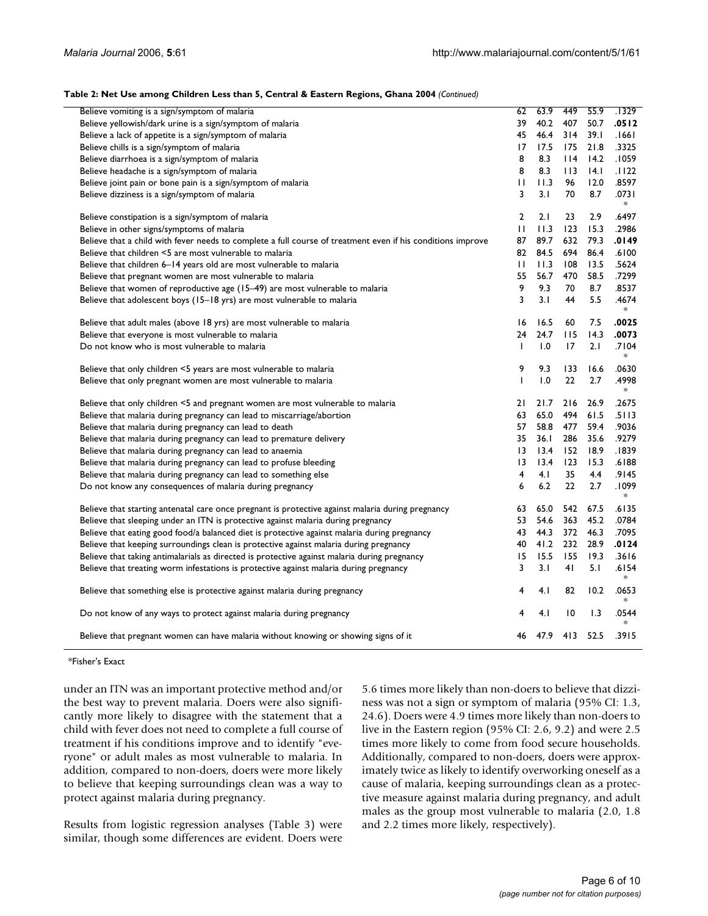**Table 2: Net Use among Children Less than 5, Central & Eastern Regions, Ghana 2004** *(Continued)*

| | | | | | |
|---|---|---|---|---|---|
| Believe vomiting is a sign/symptom of malaria | 62 | 63.9 | 449 | 55.9 | .1329 |
| Believe yellowish/dark urine is a sign/symptom of malaria | 39 | 40.2 | 407 | 50.7 | **.0512** |
| Believe a lack of appetite is a sign/symptom of malaria | 45 | 46.4 | 314 | 39.1 | .1661 |
| Believe chills is a sign/symptom of malaria | 17 | 17.5 | 175 | 21.8 | .3325 |
| Believe diarrhoea is a sign/symptom of malaria | 8 | 8.3 | 114 | 14.2 | .1059 |
| Believe headache is a sign/symptom of malaria | 8 | 8.3 | 113 | 14.1 | .1122 |
| Believe joint pain or bone pain is a sign/symptom of malaria | 11 | 11.3 | 96 | 12.0 | .8597 |
| Believe dizziness is a sign/symptom of malaria | 3 | 3.1 | 70 | 8.7 | .0731 * |
| Believe constipation is a sign/symptom of malaria | 2 | 2.1 | 23 | 2.9 | .6497 |
| Believe in other signs/symptoms of malaria | 11 | 11.3 | 123 | 15.3 | .2986 |
| Believe that a child with fever needs to complete a full course of treatment even if his conditions improve | 87 | 89.7 | 632 | 79.3 | **.0149** |
| Believe that children <5 are most vulnerable to malaria | 82 | 84.5 | 694 | 86.4 | .6100 |
| Believe that children 6–14 years old are most vulnerable to malaria | 11 | 11.3 | 108 | 13.5 | .5624 |
| Believe that pregnant women are most vulnerable to malaria | 55 | 56.7 | 470 | 58.5 | .7299 |
| Believe that women of reproductive age (15–49) are most vulnerable to malaria | 9 | 9.3 | 70 | 8.7 | .8537 |
| Believe that adolescent boys (15–18 yrs) are most vulnerable to malaria | 3 | 3.1 | 44 | 5.5 | .4674 * |
| Believe that adult males (above 18 yrs) are most vulnerable to malaria | 16 | 16.5 | 60 | 7.5 | **.0025** |
| Believe that everyone is most vulnerable to malaria | 24 | 24.7 | 115 | 14.3 | **.0073** |
| Do not know who is most vulnerable to malaria | 1 | 1.0 | 17 | 2.1 | .7104 * |
| Believe that only children <5 years are most vulnerable to malaria | 9 | 9.3 | 133 | 16.6 | .0630 |
| Believe that only pregnant women are most vulnerable to malaria | 1 | 1.0 | 22 | 2.7 | .4998 * |
| Believe that only children <5 and pregnant women are most vulnerable to malaria | 21 | 21.7 | 216 | 26.9 | .2675 |
| Believe that malaria during pregnancy can lead to miscarriage/abortion | 63 | 65.0 | 494 | 61.5 | .5113 |
| Believe that malaria during pregnancy can lead to death | 57 | 58.8 | 477 | 59.4 | .9036 |
| Believe that malaria during pregnancy can lead to premature delivery | 35 | 36.1 | 286 | 35.6 | .9279 |
| Believe that malaria during pregnancy can lead to anaemia | 13 | 13.4 | 152 | 18.9 | .1839 |
| Believe that malaria during pregnancy can lead to profuse bleeding | 13 | 13.4 | 123 | 15.3 | .6188 |
| Believe that malaria during pregnancy can lead to something else | 4 | 4.1 | 35 | 4.4 | .9145 |
| Do not know any consequences of malaria during pregnancy | 6 | 6.2 | 22 | 2.7 | .1099 * |
| Believe that starting antenatal care once pregnant is protective against malaria during pregnancy | 63 | 65.0 | 542 | 67.5 | .6135 |
| Believe that sleeping under an ITN is protective against malaria during pregnancy | 53 | 54.6 | 363 | 45.2 | .0784 |
| Believe that eating good food/a balanced diet is protective against malaria during pregnancy | 43 | 44.3 | 372 | 46.3 | .7095 |
| Believe that keeping surroundings clean is protective against malaria during pregnancy | 40 | 41.2 | 232 | 28.9 | **.0124** |
| Believe that taking antimalarials as directed is protective against malaria during pregnancy | 15 | 15.5 | 155 | 19.3 | .3616 |
| Believe that treating worm infestations is protective against malaria during pregnancy | 3 | 3.1 | 41 | 5.1 | .6154 * |
| Believe that something else is protective against malaria during pregnancy | 4 | 4.1 | 82 | 10.2 | .0653 * |
| Do not know of any ways to protect against malaria during pregnancy | 4 | 4.1 | 10 | 1.3 | .0544 * |
| Believe that pregnant women can have malaria without knowing or showing signs of it | 46 | 47.9 | 413 | 52.5 | .3915 |

*Fisher's Exact

under an ITN was an important protective method and/or the best way to prevent malaria. Doers were also significantly more likely to disagree with the statement that a child with fever does not need to complete a full course of treatment if his conditions improve and to identify "everyone" or adult males as most vulnerable to malaria. In addition, compared to non-doers, doers were more likely to believe that keeping surroundings clean was a way to protect against malaria during pregnancy.

Results from logistic regression analyses (Table 3) were similar, though some differences are evident. Doers were 5.6 times more likely than non-doers to believe that dizziness was not a sign or symptom of malaria (95% CI: 1.3, 24.6). Doers were 4.9 times more likely than non-doers to live in the Eastern region (95% CI: 2.6, 9.2) and were 2.5 times more likely to come from food secure households. Additionally, compared to non-doers, doers were approximately twice as likely to identify overworking oneself as a cause of malaria, keeping surroundings clean as a protective measure against malaria during pregnancy, and adult males as the group most vulnerable to malaria (2.0, 1.8 and 2.2 times more likely, respectively).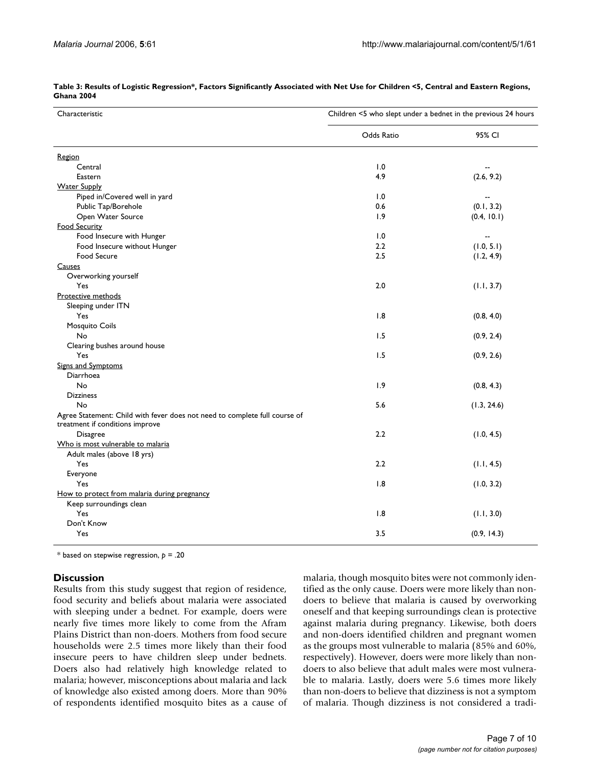**Table 3: Results of Logistic Regression*, Factors Significantly Associated with Net Use for Children <5, Central and Eastern Regions, Ghana 2004**

| Characteristic | Children <5 who slept under a bednet in the previous 24 hours | |
|---|---|---|
| | Odds Ratio | 95% CI |
| Region | | |
| Central | 1.0 | -- |
| Eastern | 4.9 | (2.6, 9.2) |
| Water Supply | | |
| Piped in/Covered well in yard | 1.0 | -- |
| Public Tap/Borehole | 0.6 | (0.1, 3.2) |
| Open Water Source | 1.9 | (0.4, 10.1) |
| Food Security | | |
| Food Insecure with Hunger | 1.0 | -- |
| Food Insecure without Hunger | 2.2 | (1.0, 5.1) |
| Food Secure | 2.5 | (1.2, 4.9) |
| Causes | | |
| Overworking yourself | | |
| Yes | 2.0 | (1.1, 3.7) |
| Protective methods | | |
| Sleeping under ITN | | |
| Yes | 1.8 | (0.8, 4.0) |
| Mosquito Coils | | |
| No | 1.5 | (0.9, 2.4) |
| Clearing bushes around house | | |
| Yes | 1.5 | (0.9, 2.6) |
| Signs and Symptoms | | |
| Diarrhoea | | |
| No | 1.9 | (0.8, 4.3) |
| Dizziness | | |
| No | 5.6 | (1.3, 24.6) |
| Agree Statement: Child with fever does not need to complete full course of treatment if conditions improve | | |
| Disagree | 2.2 | (1.0, 4.5) |
| Who is most vulnerable to malaria | | |
| Adult males (above 18 yrs) | | |
| Yes | 2.2 | (1.1, 4.5) |
| Everyone | | |
| Yes | 1.8 | (1.0, 3.2) |
| How to protect from malaria during pregnancy | | |
| Keep surroundings clean | | |
| Yes | 1.8 | (1.1, 3.0) |
| Don't Know | | |
| Yes | 3.5 | (0.9, 14.3) |

* based on stepwise regression, $p = .20$

## Discussion

Results from this study suggest that region of residence, food security and beliefs about malaria were associated with sleeping under a bednet. For example, doers were nearly five times more likely to come from the Afram Plains District than non-doers. Mothers from food secure households were 2.5 times more likely than their food insecure peers to have children sleep under bednets. Doers also had relatively high knowledge related to malaria; however, misconceptions about malaria and lack of knowledge also existed among doers. More than 90% of respondents identified mosquito bites as a cause of malaria, though mosquito bites were not commonly identified as the only cause. Doers were more likely than non-doers to believe that malaria is caused by overworking oneself and that keeping surroundings clean is protective against malaria during pregnancy. Likewise, both doers and non-doers identified children and pregnant women as the groups most vulnerable to malaria (85% and 60%, respectively). However, doers were more likely than non-doers to also believe that adult males were most vulnerable to malaria. Lastly, doers were 5.6 times more likely than non-doers to believe that dizziness is not a symptom of malaria. Though dizziness is not considered a tradi-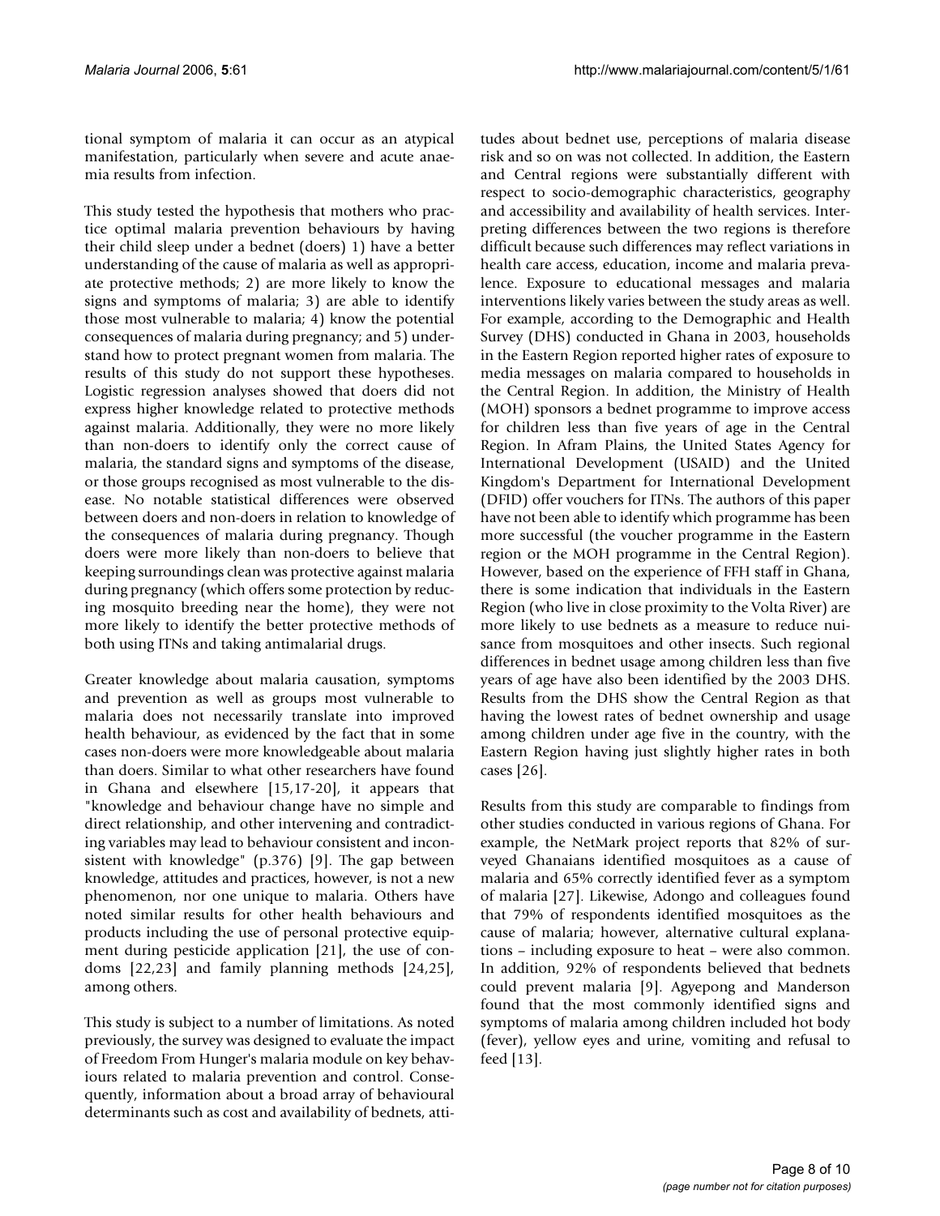tional symptom of malaria it can occur as an atypical manifestation, particularly when severe and acute anaemia results from infection.

This study tested the hypothesis that mothers who practice optimal malaria prevention behaviours by having their child sleep under a bednet (doers) 1) have a better understanding of the cause of malaria as well as appropriate protective methods; 2) are more likely to know the signs and symptoms of malaria; 3) are able to identify those most vulnerable to malaria; 4) know the potential consequences of malaria during pregnancy; and 5) understand how to protect pregnant women from malaria. The results of this study do not support these hypotheses. Logistic regression analyses showed that doers did not express higher knowledge related to protective methods against malaria. Additionally, they were no more likely than non-doers to identify only the correct cause of malaria, the standard signs and symptoms of the disease, or those groups recognised as most vulnerable to the disease. No notable statistical differences were observed between doers and non-doers in relation to knowledge of the consequences of malaria during pregnancy. Though doers were more likely than non-doers to believe that keeping surroundings clean was protective against malaria during pregnancy (which offers some protection by reducing mosquito breeding near the home), they were not more likely to identify the better protective methods of both using ITNs and taking antimalarial drugs.

Greater knowledge about malaria causation, symptoms and prevention as well as groups most vulnerable to malaria does not necessarily translate into improved health behaviour, as evidenced by the fact that in some cases non-doers were more knowledgeable about malaria than doers. Similar to what other researchers have found in Ghana and elsewhere [15,17-20], it appears that "knowledge and behaviour change have no simple and direct relationship, and other intervening and contradicting variables may lead to behaviour consistent and inconsistent with knowledge" (p.376) [9]. The gap between knowledge, attitudes and practices, however, is not a new phenomenon, nor one unique to malaria. Others have noted similar results for other health behaviours and products including the use of personal protective equipment during pesticide application [21], the use of condoms [22,23] and family planning methods [24,25], among others.

This study is subject to a number of limitations. As noted previously, the survey was designed to evaluate the impact of Freedom From Hunger's malaria module on key behaviours related to malaria prevention and control. Consequently, information about a broad array of behavioural determinants such as cost and availability of bednets, attitudes about bednet use, perceptions of malaria disease risk and so on was not collected. In addition, the Eastern and Central regions were substantially different with respect to socio-demographic characteristics, geography and accessibility and availability of health services. Interpreting differences between the two regions is therefore difficult because such differences may reflect variations in health care access, education, income and malaria prevalence. Exposure to educational messages and malaria interventions likely varies between the study areas as well. For example, according to the Demographic and Health Survey (DHS) conducted in Ghana in 2003, households in the Eastern Region reported higher rates of exposure to media messages on malaria compared to households in the Central Region. In addition, the Ministry of Health (MOH) sponsors a bednet programme to improve access for children less than five years of age in the Central Region. In Afram Plains, the United States Agency for International Development (USAID) and the United Kingdom's Department for International Development (DFID) offer vouchers for ITNs. The authors of this paper have not been able to identify which programme has been more successful (the voucher programme in the Eastern region or the MOH programme in the Central Region). However, based on the experience of FFH staff in Ghana, there is some indication that individuals in the Eastern Region (who live in close proximity to the Volta River) are more likely to use bednets as a measure to reduce nuisance from mosquitoes and other insects. Such regional differences in bednet usage among children less than five years of age have also been identified by the 2003 DHS. Results from the DHS show the Central Region as that having the lowest rates of bednet ownership and usage among children under age five in the country, with the Eastern Region having just slightly higher rates in both cases [26].

Results from this study are comparable to findings from other studies conducted in various regions of Ghana. For example, the NetMark project reports that 82% of surveyed Ghanaians identified mosquitoes as a cause of malaria and 65% correctly identified fever as a symptom of malaria [27]. Likewise, Adongo and colleagues found that 79% of respondents identified mosquitoes as the cause of malaria; however, alternative cultural explanations – including exposure to heat – were also common. In addition, 92% of respondents believed that bednets could prevent malaria [9]. Agyepong and Manderson found that the most commonly identified signs and symptoms of malaria among children included hot body (fever), yellow eyes and urine, vomiting and refusal to feed [13].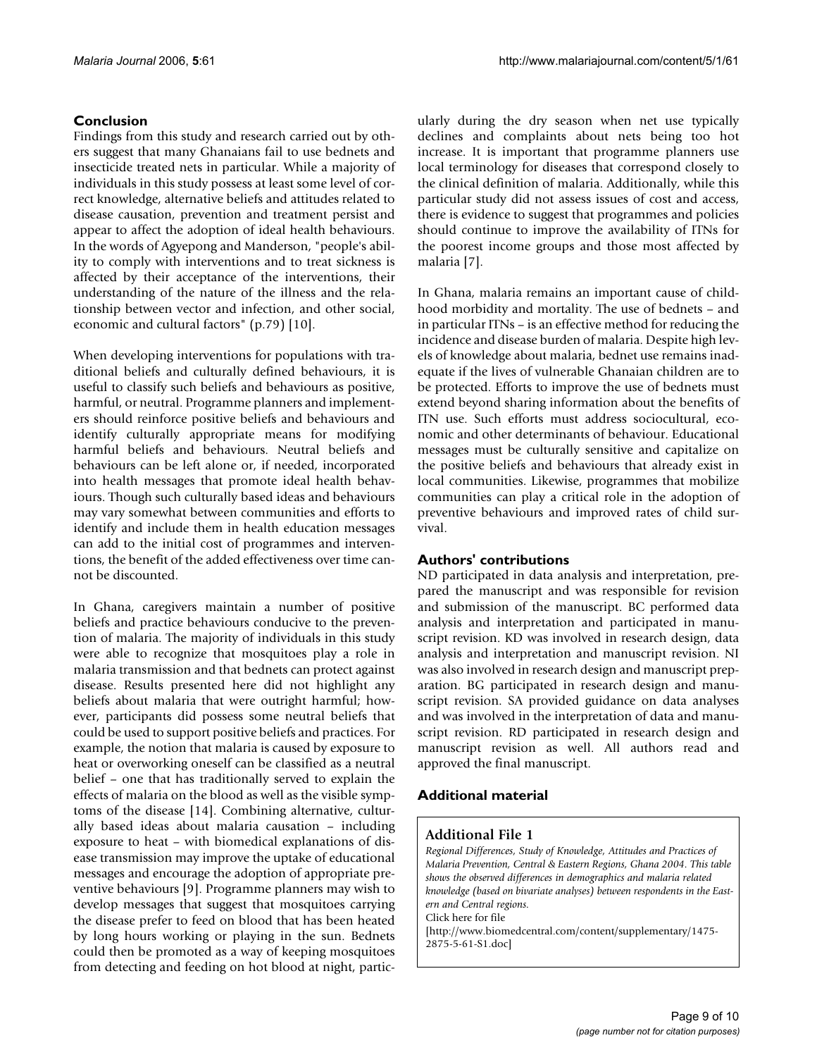## Conclusion

Findings from this study and research carried out by others suggest that many Ghanaians fail to use bednets and insecticide treated nets in particular. While a majority of individuals in this study possess at least some level of correct knowledge, alternative beliefs and attitudes related to disease causation, prevention and treatment persist and appear to affect the adoption of ideal health behaviours. In the words of Agyepong and Manderson, "people's ability to comply with interventions and to treat sickness is affected by their acceptance of the interventions, their understanding of the nature of the illness and the relationship between vector and infection, and other social, economic and cultural factors" (p.79) [10].

When developing interventions for populations with traditional beliefs and culturally defined behaviours, it is useful to classify such beliefs and behaviours as positive, harmful, or neutral. Programme planners and implementers should reinforce positive beliefs and behaviours and identify culturally appropriate means for modifying harmful beliefs and behaviours. Neutral beliefs and behaviours can be left alone or, if needed, incorporated into health messages that promote ideal health behaviours. Though such culturally based ideas and behaviours may vary somewhat between communities and efforts to identify and include them in health education messages can add to the initial cost of programmes and interventions, the benefit of the added effectiveness over time cannot be discounted.

In Ghana, caregivers maintain a number of positive beliefs and practice behaviours conducive to the prevention of malaria. The majority of individuals in this study were able to recognize that mosquitoes play a role in malaria transmission and that bednets can protect against disease. Results presented here did not highlight any beliefs about malaria that were outright harmful; however, participants did possess some neutral beliefs that could be used to support positive beliefs and practices. For example, the notion that malaria is caused by exposure to heat or overworking oneself can be classified as a neutral belief – one that has traditionally served to explain the effects of malaria on the blood as well as the visible symptoms of the disease [14]. Combining alternative, culturally based ideas about malaria causation – including exposure to heat – with biomedical explanations of disease transmission may improve the uptake of educational messages and encourage the adoption of appropriate preventive behaviours [9]. Programme planners may wish to develop messages that suggest that mosquitoes carrying the disease prefer to feed on blood that has been heated by long hours working or playing in the sun. Bednets could then be promoted as a way of keeping mosquitoes from detecting and feeding on hot blood at night, particularly during the dry season when net use typically declines and complaints about nets being too hot increase. It is important that programme planners use local terminology for diseases that correspond closely to the clinical definition of malaria. Additionally, while this particular study did not assess issues of cost and access, there is evidence to suggest that programmes and policies should continue to improve the availability of ITNs for the poorest income groups and those most affected by malaria [7].

In Ghana, malaria remains an important cause of childhood morbidity and mortality. The use of bednets – and in particular ITNs – is an effective method for reducing the incidence and disease burden of malaria. Despite high levels of knowledge about malaria, bednet use remains inadequate if the lives of vulnerable Ghanaian children are to be protected. Efforts to improve the use of bednets must extend beyond sharing information about the benefits of ITN use. Such efforts must address sociocultural, economic and other determinants of behaviour. Educational messages must be culturally sensitive and capitalize on the positive beliefs and behaviours that already exist in local communities. Likewise, programmes that mobilize communities can play a critical role in the adoption of preventive behaviours and improved rates of child survival.

## Authors' contributions

ND participated in data analysis and interpretation, prepared the manuscript and was responsible for revision and submission of the manuscript. BC performed data analysis and interpretation and participated in manuscript revision. KD was involved in research design, data analysis and interpretation and manuscript revision. NI was also involved in research design and manuscript preparation. BG participated in research design and manuscript revision. SA provided guidance on data analyses and was involved in the interpretation of data and manuscript revision. RD participated in research design and manuscript revision as well. All authors read and approved the final manuscript.

## Additional material

### Additional File 1

*Regional Differences, Study of Knowledge, Attitudes and Practices of Malaria Prevention, Central & Eastern Regions, Ghana 2004. This table shows the observed differences in demographics and malaria related knowledge (based on bivariate analyses) between respondents in the Eastern and Central regions.*

Click here for file

[http://www.biomedcentral.com/content/supplementary/1475-2875-5-61-S1.doc]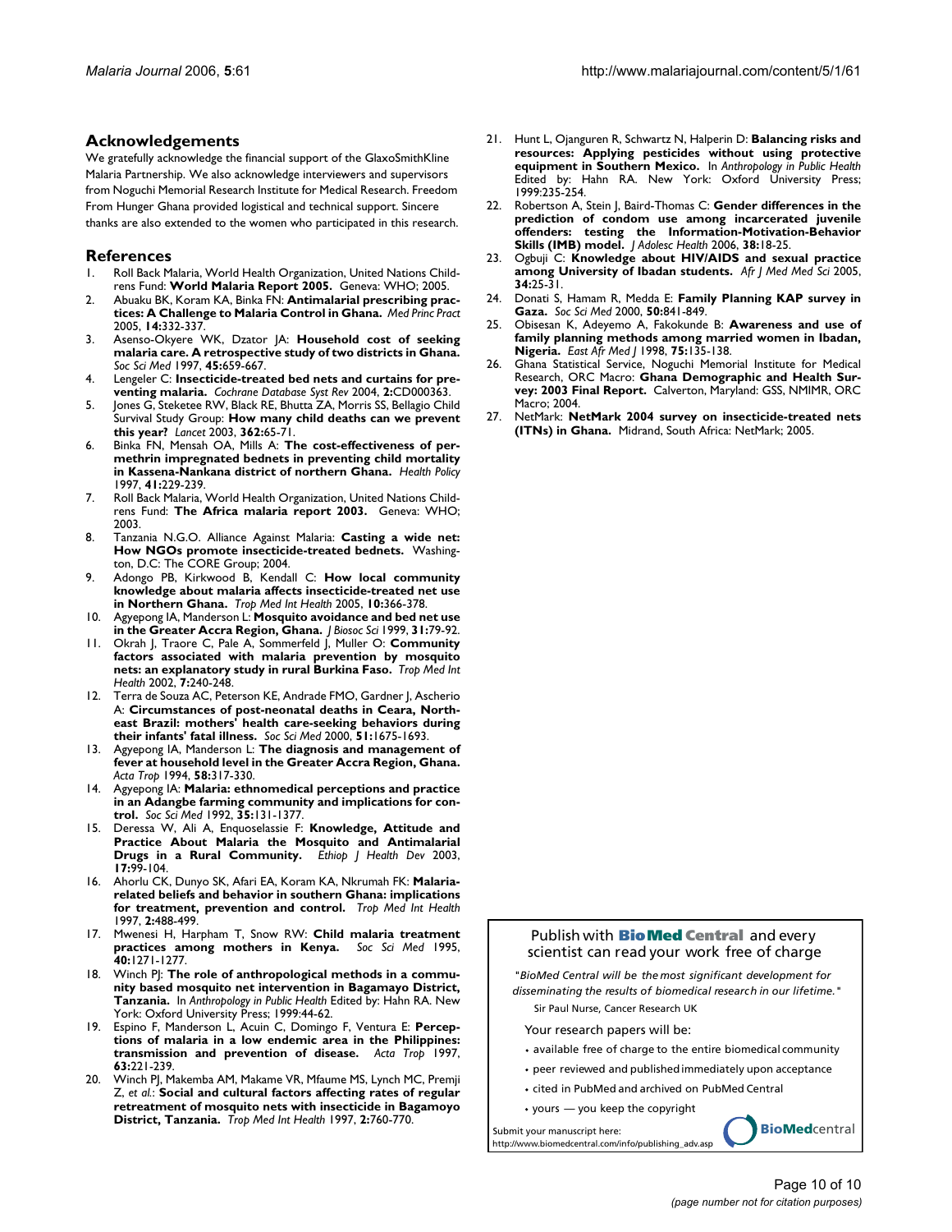## Acknowledgements

We gratefully acknowledge the financial support of the GlaxoSmithKline Malaria Partnership. We also acknowledge interviewers and supervisors from Noguchi Memorial Research Institute for Medical Research. Freedom From Hunger Ghana provided logistical and technical support. Sincere thanks are also extended to the women who participated in this research.

## References

1. Roll Back Malaria, World Health Organization, United Nations Childrens Fund: **World Malaria Report 2005.** Geneva: WHO; 2005.
2. Abuaku BK, Koram KA, Binka FN: **Antimalarial prescribing practices: A Challenge to Malaria Control in Ghana.** *Med Princ Pract* 2005, **14:**332-337.
3. Asenso-Okyere WK, Dzator JA: **Household cost of seeking malaria care. A retrospective study of two districts in Ghana.** *Soc Sci Med* 1997, **45:**659-667.
4. Lengeler C: **Insecticide-treated bed nets and curtains for preventing malaria.** *Cochrane Database Syst Rev* 2004, **2:**CD000363.
5. Jones G, Steketee RW, Black RE, Bhutta ZA, Morris SS, Bellagio Child Survival Study Group: **How many child deaths can we prevent this year?** *Lancet* 2003, **362:**65-71.
6. Binka FN, Mensah OA, Mills A: **The cost-effectiveness of permethrin impregnated bednets in preventing child mortality in Kassena-Nankana district of northern Ghana.** *Health Policy* 1997, **41:**229-239.
7. Roll Back Malaria, World Health Organization, United Nations Childrens Fund: **The Africa malaria report 2003.** Geneva: WHO; 2003.
8. Tanzania N.G.O. Alliance Against Malaria: **Casting a wide net: How NGOs promote insecticide-treated bednets.** Washington, D.C: The CORE Group; 2004.
9. Adongo PB, Kirkwood B, Kendall C: **How local community knowledge about malaria affects insecticide-treated net use in Northern Ghana.** *Trop Med Int Health* 2005, **10:**366-378.
10. Agyepong IA, Manderson L: **Mosquito avoidance and bed net use in the Greater Accra Region, Ghana.** *J Biosoc Sci* 1999, **31:**79-92.
11. Okrah J, Traore C, Pale A, Sommerfeld J, Muller O: **Community factors associated with malaria prevention by mosquito nets: an explanatory study in rural Burkina Faso.** *Trop Med Int Health* 2002, **7:**240-248.
12. Terra de Souza AC, Peterson KE, Andrade FMO, Gardner J, Ascherio A: **Circumstances of post-neonatal deaths in Ceara, Northeast Brazil: mothers' health care-seeking behaviors during their infants' fatal illness.** *Soc Sci Med* 2000, **51:**1675-1693.
13. Agyepong IA, Manderson L: **The diagnosis and management of fever at household level in the Greater Accra Region, Ghana.** *Acta Trop* 1994, **58:**317-330.
14. Agyepong IA: **Malaria: ethnomedical perceptions and practice in an Adangbe farming community and implications for control.** *Soc Sci Med* 1992, **35:**131-1377.
15. Deressa W, Ali A, Enquoselassie F: **Knowledge, Attitude and Practice About Malaria the Mosquito and Antimalarial Drugs in a Rural Community.** *Ethiop J Health Dev* 2003, **17:**99-104.
16. Ahorlu CK, Dunyo SK, Afari EA, Koram KA, Nkrumah FK: **Malaria-related beliefs and behavior in southern Ghana: implications for treatment, prevention and control.** *Trop Med Int Health* 1997, **2:**488-499.
17. Mwenesi H, Harpham T, Snow RW: **Child malaria treatment practices among mothers in Kenya.** *Soc Sci Med* 1995, **40:**1271-1277.
18. Winch PJ: **The role of anthropological methods in a community based mosquito net intervention in Bagamayo District, Tanzania.** In *Anthropology in Public Health* Edited by: Hahn RA. New York: Oxford University Press; 1999:44-62.
19. Espino F, Manderson L, Acuin C, Domingo F, Ventura E: **Perceptions of malaria in a low endemic area in the Philippines: transmission and prevention of disease.** *Acta Trop* 1997, **63:**221-239.
20. Winch PJ, Makemba AM, Makame VR, Mfaume MS, Lynch MC, Premji Z, *et al.*: **Social and cultural factors affecting rates of regular retreatment of mosquito nets with insecticide in Bagamoyo District, Tanzania.** *Trop Med Int Health* 1997, **2:**760-770.
21. Hunt L, Ojanguren R, Schwartz N, Halperin D: **Balancing risks and resources: Applying pesticides without using protective equipment in Southern Mexico.** In *Anthropology in Public Health* Edited by: Hahn RA. New York: Oxford University Press; 1999:235-254.
22. Robertson A, Stein J, Baird-Thomas C: **Gender differences in the prediction of condom use among incarcerated juvenile offenders: testing the Information-Motivation-Behavior Skills (IMB) model.** *J Adolesc Health* 2006, **38:**18-25.
23. Ogbuji C: **Knowledge about HIV/AIDS and sexual practice among University of Ibadan students.** *Afr J Med Med Sci* 2005, **34:**25-31.
24. Donati S, Hamam R, Medda E: **Family Planning KAP survey in Gaza.** *Soc Sci Med* 2000, **50:**841-849.
25. Obisesan K, Adeyemo A, Fakokunde B: **Awareness and use of family planning methods among married women in Ibadan, Nigeria.** *East Afr Med J* 1998, **75:**135-138.
26. Ghana Statistical Service, Noguchi Memorial Institute for Medical Research, ORC Macro: **Ghana Demographic and Health Survey: 2003 Final Report.** Calverton, Maryland: GSS, NMIMR, ORC Macro; 2004.
27. NetMark: **NetMark 2004 survey on insecticide-treated nets (ITNs) in Ghana.** Midrand, South Africa: NetMark; 2005.

Publish with **BioMed Central** and every scientist can read your work free of charge

*"BioMed Central will be the most significant development for disseminating the results of biomedical research in our lifetime."*
Sir Paul Nurse, Cancer Research UK

Your research papers will be:

- available free of charge to the entire biomedical community
- peer reviewed and published immediately upon acceptance
- cited in PubMed and archived on PubMed Central
- yours — you keep the copyright

Submit your manuscript here:
http://www.biomedcentral.com/info/publishing_adv.asp

BioMedcentral